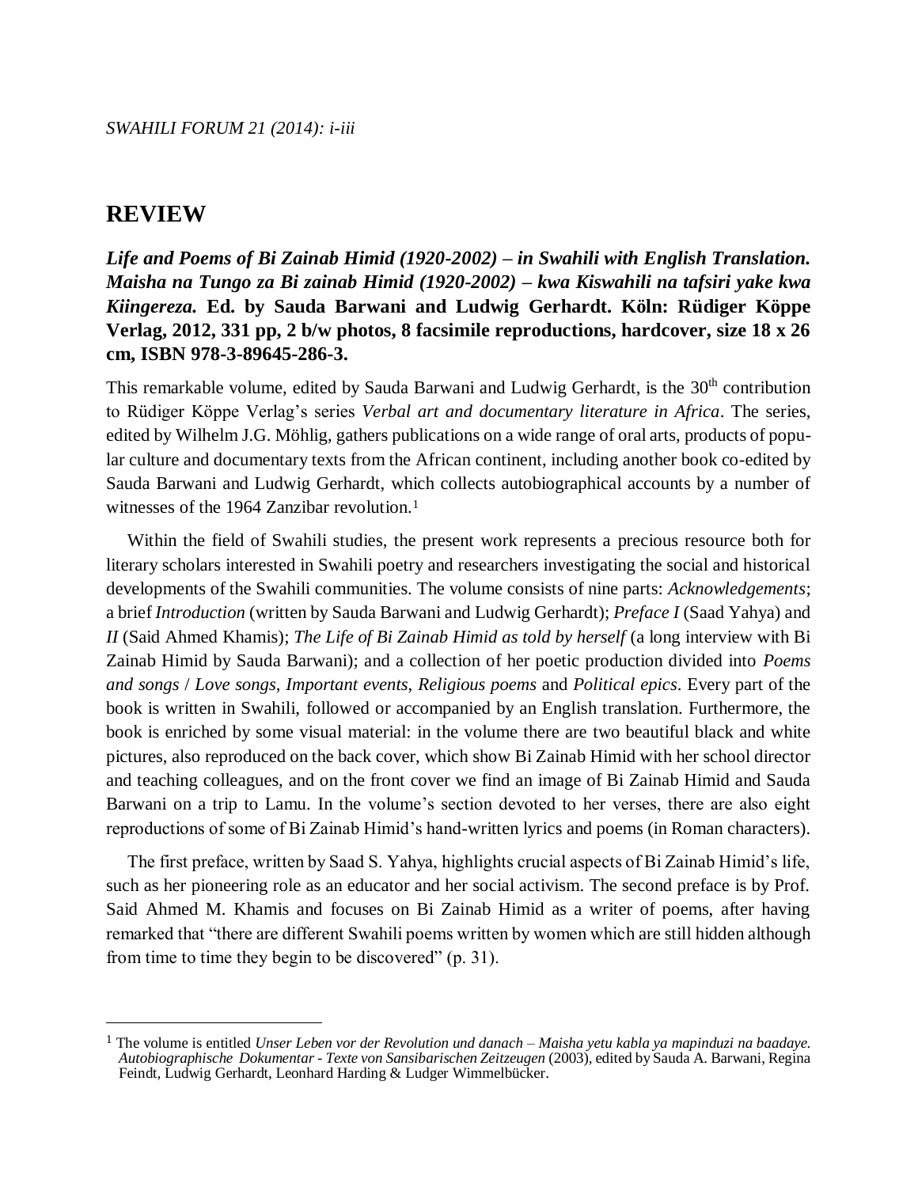# REVIEW

***Life and Poems of Bi Zainab Himid (1920-2002) – in Swahili with English Translation. Maisha na Tungo za Bi zainab Himid (1920-2002) – kwa Kiswahili na tafsiri yake kwa Kiingereza.* Ed. by Sauda Barwani and Ludwig Gerhardt. Köln: Rüdiger Köppe Verlag, 2012, 331 pp, 2 b/w photos, 8 facsimile reproductions, hardcover, size 18 x 26 cm, ISBN 978-3-89645-286-3.**

This remarkable volume, edited by Sauda Barwani and Ludwig Gerhardt, is the 30th contribution to Rüdiger Köppe Verlag's series *Verbal art and documentary literature in Africa*. The series, edited by Wilhelm J.G. Möhlig, gathers publications on a wide range of oral arts, products of popular culture and documentary texts from the African continent, including another book co-edited by Sauda Barwani and Ludwig Gerhardt, which collects autobiographical accounts by a number of witnesses of the 1964 Zanzibar revolution.[1]

Within the field of Swahili studies, the present work represents a precious resource both for literary scholars interested in Swahili poetry and researchers investigating the social and historical developments of the Swahili communities. The volume consists of nine parts: *Acknowledgements*; a brief *Introduction* (written by Sauda Barwani and Ludwig Gerhardt); *Preface I* (Saad Yahya) and *II* (Said Ahmed Khamis); *The Life of Bi Zainab Himid as told by herself* (a long interview with Bi Zainab Himid by Sauda Barwani); and a collection of her poetic production divided into *Poems and songs* / *Love songs*, *Important events*, *Religious poems* and *Political epics*. Every part of the book is written in Swahili, followed or accompanied by an English translation. Furthermore, the book is enriched by some visual material: in the volume there are two beautiful black and white pictures, also reproduced on the back cover, which show Bi Zainab Himid with her school director and teaching colleagues, and on the front cover we find an image of Bi Zainab Himid and Sauda Barwani on a trip to Lamu. In the volume's section devoted to her verses, there are also eight reproductions of some of Bi Zainab Himid's hand-written lyrics and poems (in Roman characters).

The first preface, written by Saad S. Yahya, highlights crucial aspects of Bi Zainab Himid's life, such as her pioneering role as an educator and her social activism. The second preface is by Prof. Said Ahmed M. Khamis and focuses on Bi Zainab Himid as a writer of poems, after having remarked that "there are different Swahili poems written by women which are still hidden although from time to time they begin to be discovered" (p. 31).

---

[1] The volume is entitled *Unser Leben vor der Revolution und danach – Maisha yetu kabla ya mapinduzi na baadaye. Autobiographische Dokumentar - Texte von Sansibarischen Zeitzeugen* (2003), edited by Sauda A. Barwani, Regina Feindt, Ludwig Gerhardt, Leonhard Harding & Ludger Wimmelbücker.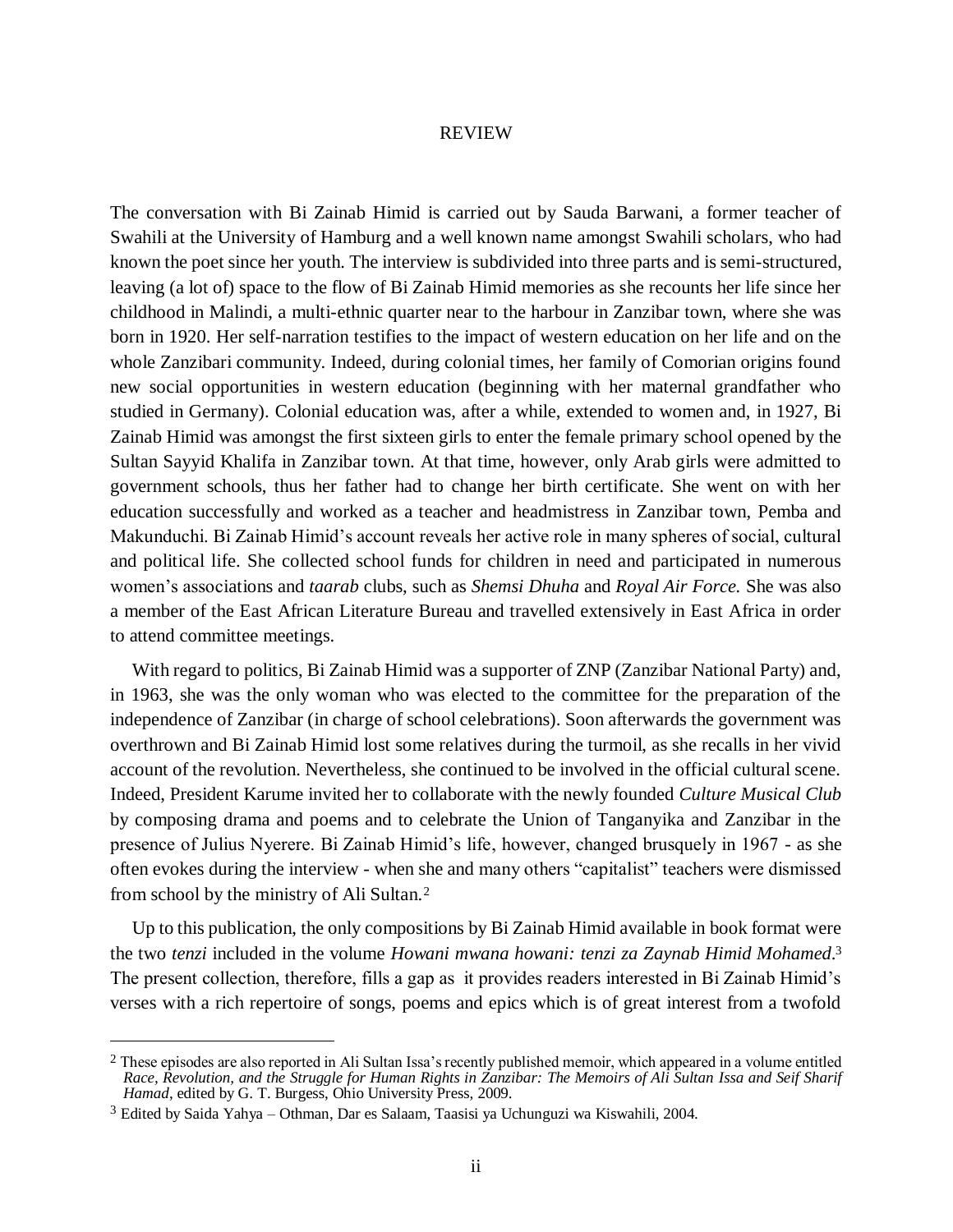REVIEW

The conversation with Bi Zainab Himid is carried out by Sauda Barwani, a former teacher of Swahili at the University of Hamburg and a well known name amongst Swahili scholars, who had known the poet since her youth. The interview is subdivided into three parts and is semi-structured, leaving (a lot of) space to the flow of Bi Zainab Himid memories as she recounts her life since her childhood in Malindi, a multi-ethnic quarter near to the harbour in Zanzibar town, where she was born in 1920. Her self-narration testifies to the impact of western education on her life and on the whole Zanzibari community. Indeed, during colonial times, her family of Comorian origins found new social opportunities in western education (beginning with her maternal grandfather who studied in Germany). Colonial education was, after a while, extended to women and, in 1927, Bi Zainab Himid was amongst the first sixteen girls to enter the female primary school opened by the Sultan Sayyid Khalifa in Zanzibar town. At that time, however, only Arab girls were admitted to government schools, thus her father had to change her birth certificate. She went on with her education successfully and worked as a teacher and headmistress in Zanzibar town, Pemba and Makunduchi. Bi Zainab Himid's account reveals her active role in many spheres of social, cultural and political life. She collected school funds for children in need and participated in numerous women's associations and *taarab* clubs, such as *Shemsi Dhuha* and *Royal Air Force.* She was also a member of the East African Literature Bureau and travelled extensively in East Africa in order to attend committee meetings.

With regard to politics, Bi Zainab Himid was a supporter of ZNP (Zanzibar National Party) and, in 1963, she was the only woman who was elected to the committee for the preparation of the independence of Zanzibar (in charge of school celebrations). Soon afterwards the government was overthrown and Bi Zainab Himid lost some relatives during the turmoil, as she recalls in her vivid account of the revolution. Nevertheless, she continued to be involved in the official cultural scene. Indeed, President Karume invited her to collaborate with the newly founded *Culture Musical Club* by composing drama and poems and to celebrate the Union of Tanganyika and Zanzibar in the presence of Julius Nyerere. Bi Zainab Himid's life, however, changed brusquely in 1967 - as she often evokes during the interview - when she and many others "capitalist" teachers were dismissed from school by the ministry of Ali Sultan.[2]

Up to this publication, the only compositions by Bi Zainab Himid available in book format were the two *tenzi* included in the volume *Howani mwana howani: tenzi za Zaynab Himid Mohamed*.[3] The present collection, therefore, fills a gap as it provides readers interested in Bi Zainab Himid's verses with a rich repertoire of songs, poems and epics which is of great interest from a twofold

---

[2] These episodes are also reported in Ali Sultan Issa's recently published memoir, which appeared in a volume entitled *Race, Revolution, and the Struggle for Human Rights in Zanzibar: The Memoirs of Ali Sultan Issa and Seif Sharif Hamad*, edited by G. T. Burgess, Ohio University Press, 2009.

[3] Edited by Saida Yahya – Othman, Dar es Salaam, Taasisi ya Uchunguzi wa Kiswahili, 2004.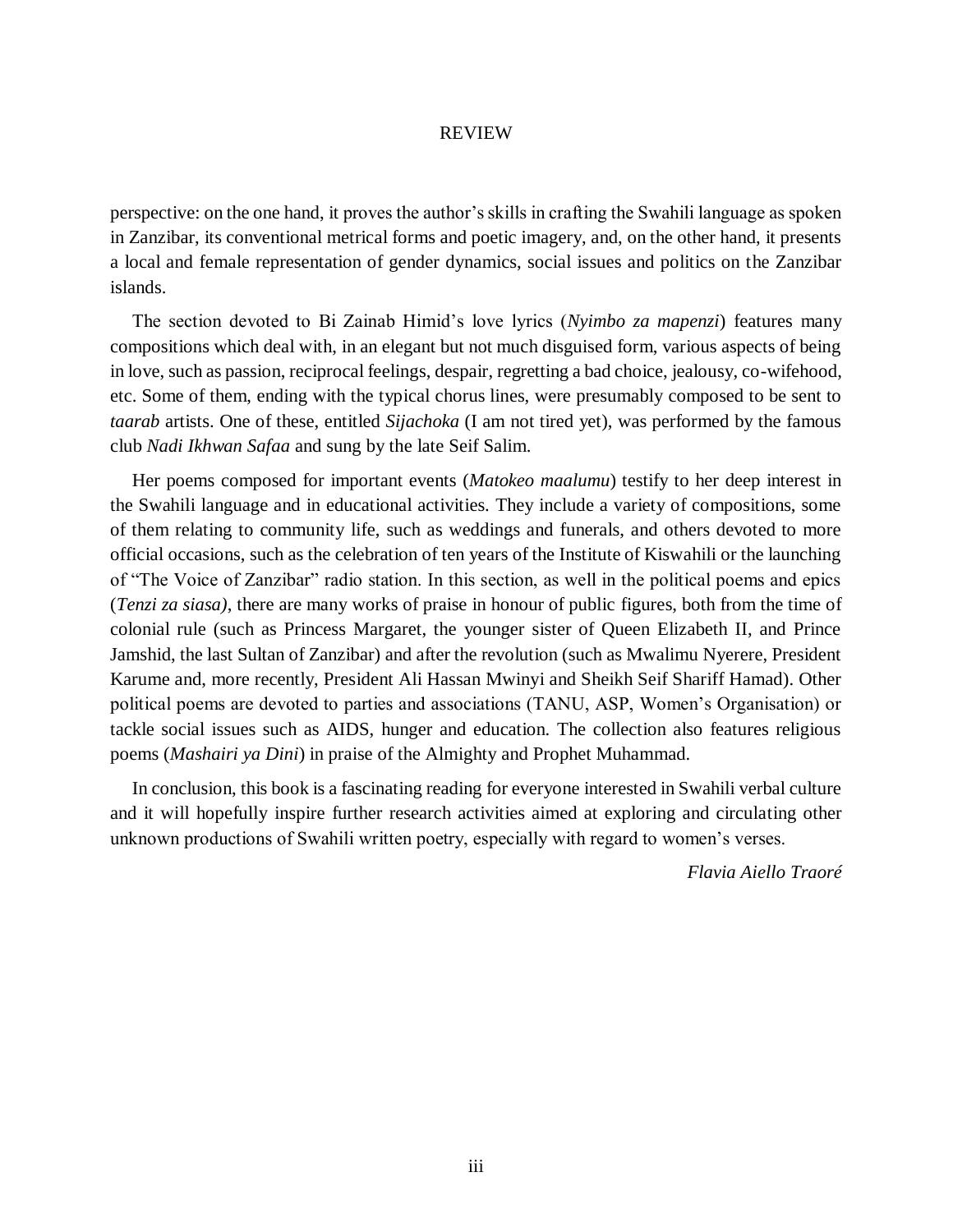perspective: on the one hand, it proves the author's skills in crafting the Swahili language as spoken in Zanzibar, its conventional metrical forms and poetic imagery, and, on the other hand, it presents a local and female representation of gender dynamics, social issues and politics on the Zanzibar islands.

The section devoted to Bi Zainab Himid's love lyrics (*Nyimbo za mapenzi*) features many compositions which deal with, in an elegant but not much disguised form, various aspects of being in love, such as passion, reciprocal feelings, despair, regretting a bad choice, jealousy, co-wifehood, etc. Some of them, ending with the typical chorus lines, were presumably composed to be sent to *taarab* artists. One of these, entitled *Sijachoka* (I am not tired yet), was performed by the famous club *Nadi Ikhwan Safaa* and sung by the late Seif Salim.

Her poems composed for important events (*Matokeo maalumu*) testify to her deep interest in the Swahili language and in educational activities. They include a variety of compositions, some of them relating to community life, such as weddings and funerals, and others devoted to more official occasions, such as the celebration of ten years of the Institute of Kiswahili or the launching of "The Voice of Zanzibar" radio station. In this section, as well in the political poems and epics (*Tenzi za siasa)*, there are many works of praise in honour of public figures, both from the time of colonial rule (such as Princess Margaret, the younger sister of Queen Elizabeth II, and Prince Jamshid, the last Sultan of Zanzibar) and after the revolution (such as Mwalimu Nyerere, President Karume and, more recently, President Ali Hassan Mwinyi and Sheikh Seif Shariff Hamad). Other political poems are devoted to parties and associations (TANU, ASP, Women's Organisation) or tackle social issues such as AIDS, hunger and education. The collection also features religious poems (*Mashairi ya Dini*) in praise of the Almighty and Prophet Muhammad.

In conclusion, this book is a fascinating reading for everyone interested in Swahili verbal culture and it will hopefully inspire further research activities aimed at exploring and circulating other unknown productions of Swahili written poetry, especially with regard to women's verses.

*Flavia Aiello Traoré*